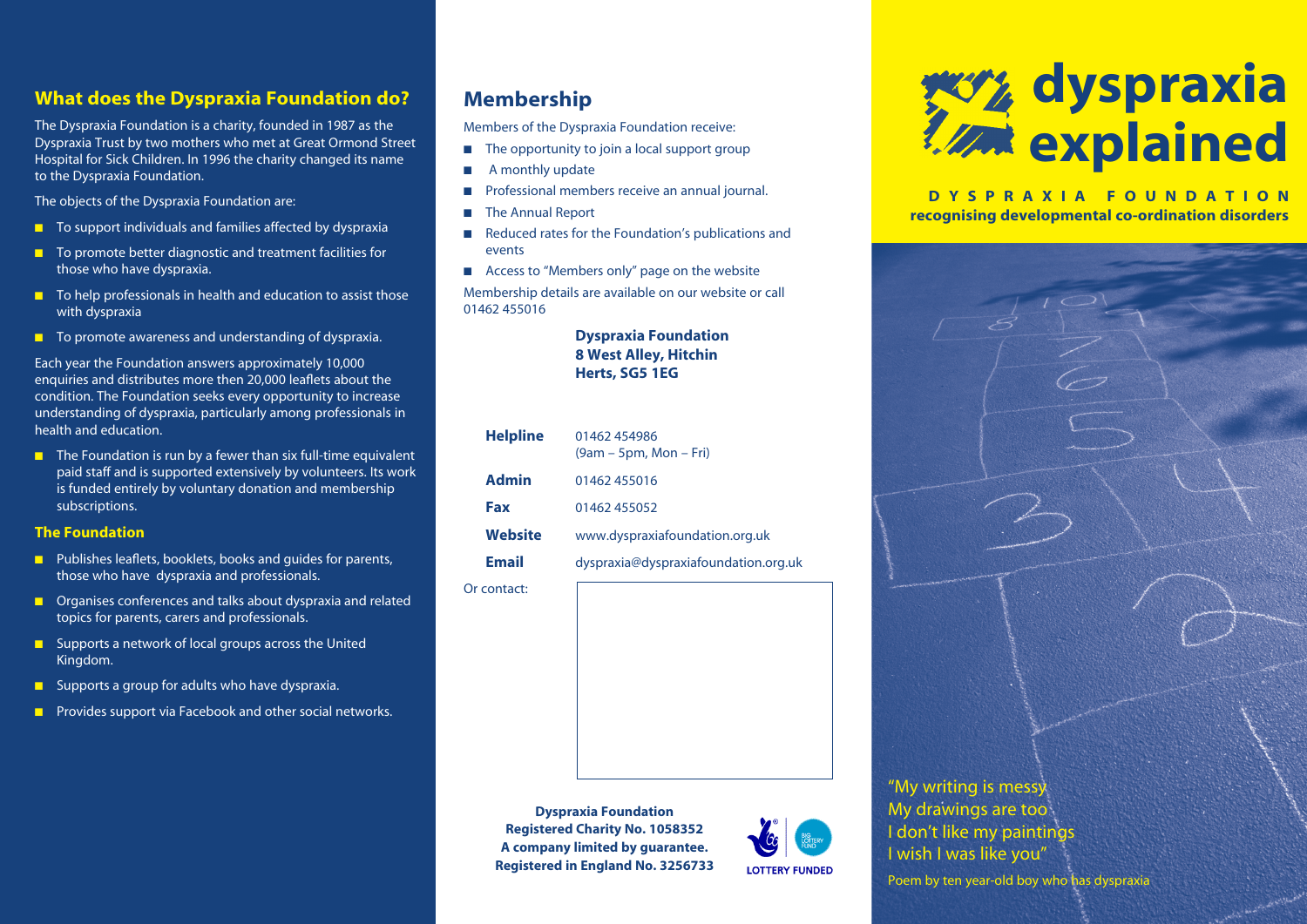## What does the Dyspraxia Foundation do?

The Dyspraxia Foundation is a charity, founded in 1987 as the Dyspraxia Trust by two mothers who met at Great Ormond Street Hospital for Sick Children. In 1996 the charity changed its name to the Dyspraxia Foundation.

The objects of the Dyspraxia Foundation are:

- To support individuals and families affected by dyspraxia
- To promote better diagnostic and treatment facilities for those who have dyspraxia.
- To help professionals in health and education to assist those with dyspraxia
- To promote awareness and understanding of dyspraxia.

Each year the Foundation answers approximately 10,000 enquiries and distributes more then 20,000 leaflets about the condition. The Foundation seeks every opportunity to increase understanding of dyspraxia, particularly among professionals in health and education.

- The Foundation is run by a fewer than six full-time equivalent paid staff and is supported extensively by volunteers. Its work is funded entirely by voluntary donation and membership subscriptions.

### The Foundation

- Publishes leaflets, booklets, books and guides for parents, those who have dyspraxia and professionals.
- Organises conferences and talks about dyspraxia and related topics for parents, carers and professionals.
- Supports a network of local groups across the United Kingdom.
- Supports a group for adults who have dyspraxia.
- Provides support via Facebook and other social networks.

## Membership

Members of the Dyspraxia Foundation receive:

- The opportunity to join a local support group
- A monthly update
- Professional members receive an annual journal.
- The Annual Report
- Reduced rates for the Foundation's publications and events
- Access to "Members only" page on the website

Membership details are available on our website or call 01462 455016

**Dyspraxia Foundation**
**8 West Alley, Hitchin**
**Herts, SG5 1EG**

| | |
|---|---|
| **Helpline** | 01462 454986 (9am – 5pm, Mon – Fri) |
| **Admin** | 01462 455016 |
| **Fax** | 01462 455052 |
| **Website** | www.dyspraxiafoundation.org.uk |
| **Email** | dyspraxia@dyspraxiafoundation.org.uk |

Or contact:

**Dyspraxia Foundation**
**Registered Charity No. 1058352**
**A company limited by guarantee.**
**Registered in England No. 3256733**

LOTTERY FUNDED

# dyspraxia explained

**DYSPRAXIA FOUNDATION**
**recognising developmental co-ordination disorders**

"My writing is messy
My drawings are too
I don't like my paintings
I wish I was like you"

Poem by ten year-old boy who has dyspraxia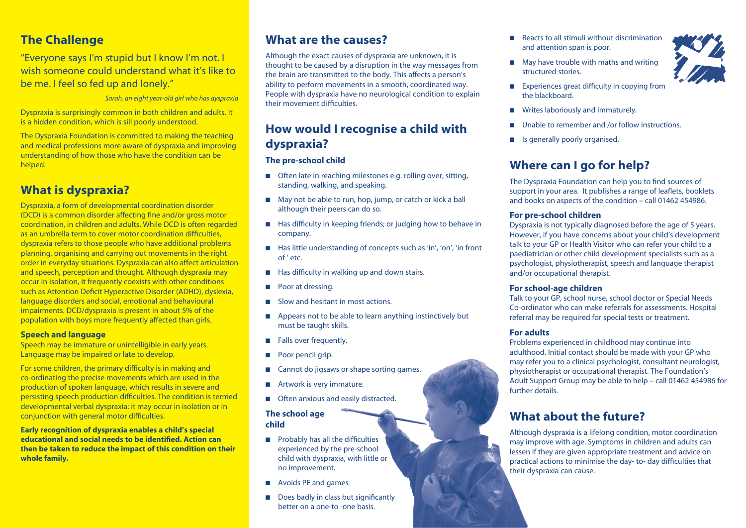## The Challenge

"Everyone says I'm stupid but I know I'm not. I wish someone could understand what it's like to be me. I feel so fed up and lonely."

*Sarah, an eight year-old girl who has dyspraxia*

Dyspraxia is surprisingly common in both children and adults. It is a hidden condition, which is sill poorly understood.

The Dyspraxia Foundation is committed to making the teaching and medical professions more aware of dyspraxia and improving understanding of how those who have the condition can be helped.

## What is dyspraxia?

Dyspraxia, a form of developmental coordination disorder (DCD) is a common disorder affecting fine and/or gross motor coordination, in children and adults. While DCD is often regarded as an umbrella term to cover motor coordination difficulties, dyspraxia refers to those people who have additional problems planning, organising and carrying out movements in the right order in everyday situations. Dyspraxia can also affect articulation and speech, perception and thought. Although dyspraxia may occur in isolation, it frequently coexists with other conditions such as Attention Deficit Hyperactive Disorder (ADHD), dyslexia, language disorders and social, emotional and behavioural impairments. DCD/dyspraxia is present in about 5% of the population with boys more frequently affected than girls.

### Speech and language

Speech may be immature or unintelligible in early years. Language may be impaired or late to develop.

For some children, the primary difficulty is in making and co-ordinating the precise movements which are used in the production of spoken language, which results in severe and persisting speech production difficulties. The condition is termed developmental verbal dyspraxia: it may occur in isolation or in conjunction with general motor difficulties.

**Early recognition of dyspraxia enables a child's special educational and social needs to be identified. Action can then be taken to reduce the impact of this condition on their whole family.**

## What are the causes?

Although the exact causes of dyspraxia are unknown, it is thought to be caused by a disruption in the way messages from the brain are transmitted to the body. This affects a person's ability to perform movements in a smooth, coordinated way. People with dyspraxia have no neurological condition to explain their movement difficulties.

## How would I recognise a child with dyspraxia?

### The pre-school child

- Often late in reaching milestones e.g. rolling over, sitting, standing, walking, and speaking.
- May not be able to run, hop, jump, or catch or kick a ball although their peers can do so.
- Has difficulty in keeping friends; or judging how to behave in company.
- Has little understanding of concepts such as 'in', 'on', 'in front of ' etc.
- Has difficulty in walking up and down stairs.
- Poor at dressing.
- Slow and hesitant in most actions.
- Appears not to be able to learn anything instinctively but must be taught skills.
- Falls over frequently.
- Poor pencil grip.
- Cannot do jigsaws or shape sorting games.
- Artwork is very immature.
- Often anxious and easily distracted.

### The school age child

- Probably has all the difficulties experienced by the pre-school child with dyspraxia, with little or no improvement.
- Avoids PE and games
- Does badly in class but significantly better on a one-to -one basis.
- Reacts to all stimuli without discrimination and attention span is poor.
- May have trouble with maths and writing structured stories.
- Experiences great difficulty in copying from the blackboard.
- Writes laboriously and immaturely.
- Unable to remember and /or follow instructions.
- Is generally poorly organised.

## Where can I go for help?

The Dyspraxia Foundation can help you to find sources of support in your area. It publishes a range of leaflets, booklets and books on aspects of the condition – call 01462 454986.

### For pre-school children

Dyspraxia is not typically diagnosed before the age of 5 years. However, if you have concerns about your child's development talk to your GP or Health Visitor who can refer your child to a paediatrician or other child development specialists such as a psychologist, physiotherapist, speech and language therapist and/or occupational therapist.

### For school-age children

Talk to your GP, school nurse, school doctor or Special Needs Co-ordinator who can make referrals for assessments. Hospital referral may be required for special tests or treatment.

### For adults

Problems experienced in childhood may continue into adulthood. Initial contact should be made with your GP who may refer you to a clinical psychologist, consultant neurologist, physiotherapist or occupational therapist. The Foundation's Adult Support Group may be able to help – call 01462 454986 for further details.

## What about the future?

Although dyspraxia is a lifelong condition, motor coordination may improve with age. Symptoms in children and adults can lessen if they are given appropriate treatment and advice on practical actions to minimise the day- to- day difficulties that their dyspraxia can cause.